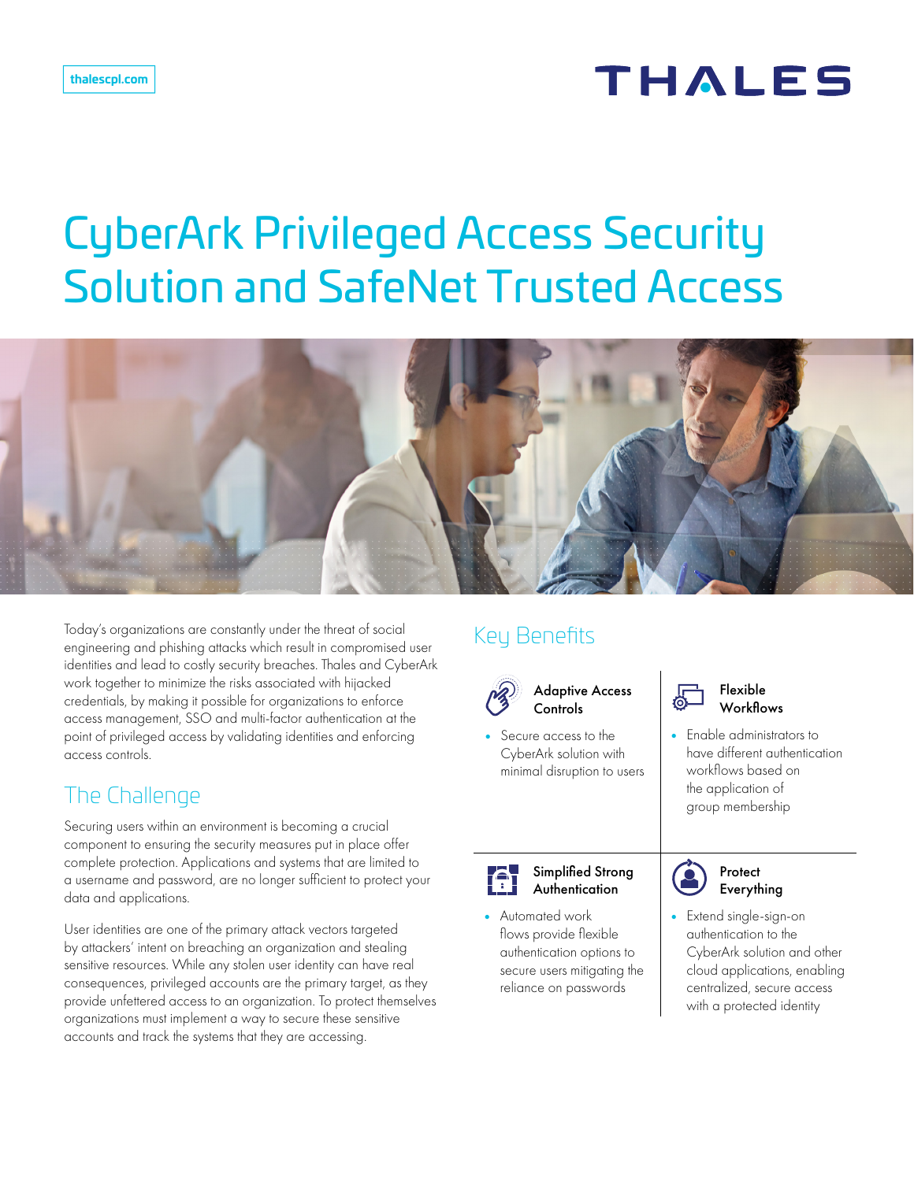thalescpl.com

THALES

# CyberArk Privileged Access Security Solution and SafeNet Trusted Access

Today's organizations are constantly under the threat of social engineering and phishing attacks which result in compromised user identities and lead to costly security breaches. Thales and CyberArk work together to minimize the risks associated with hijacked credentials, by making it possible for organizations to enforce access management, SSO and multi-factor authentication at the point of privileged access by validating identities and enforcing access controls.

## The Challenge

Securing users within an environment is becoming a crucial component to ensuring the security measures put in place offer complete protection. Applications and systems that are limited to a username and password, are no longer sufficient to protect your data and applications.

User identities are one of the primary attack vectors targeted by attackers' intent on breaching an organization and stealing sensitive resources. While any stolen user identity can have real consequences, privileged accounts are the primary target, as they provide unfettered access to an organization. To protect themselves organizations must implement a way to secure these sensitive accounts and track the systems that they are accessing.

## Key Benefits

### Adaptive Access Controls

- Secure access to the CyberArk solution with minimal disruption to users

### Flexible Workflows

- Enable administrators to have different authentication workflows based on the application of group membership

### Simplified Strong Authentication

- Automated work flows provide flexible authentication options to secure users mitigating the reliance on passwords

### Protect Everything

- Extend single-sign-on authentication to the CyberArk solution and other cloud applications, enabling centralized, secure access with a protected identity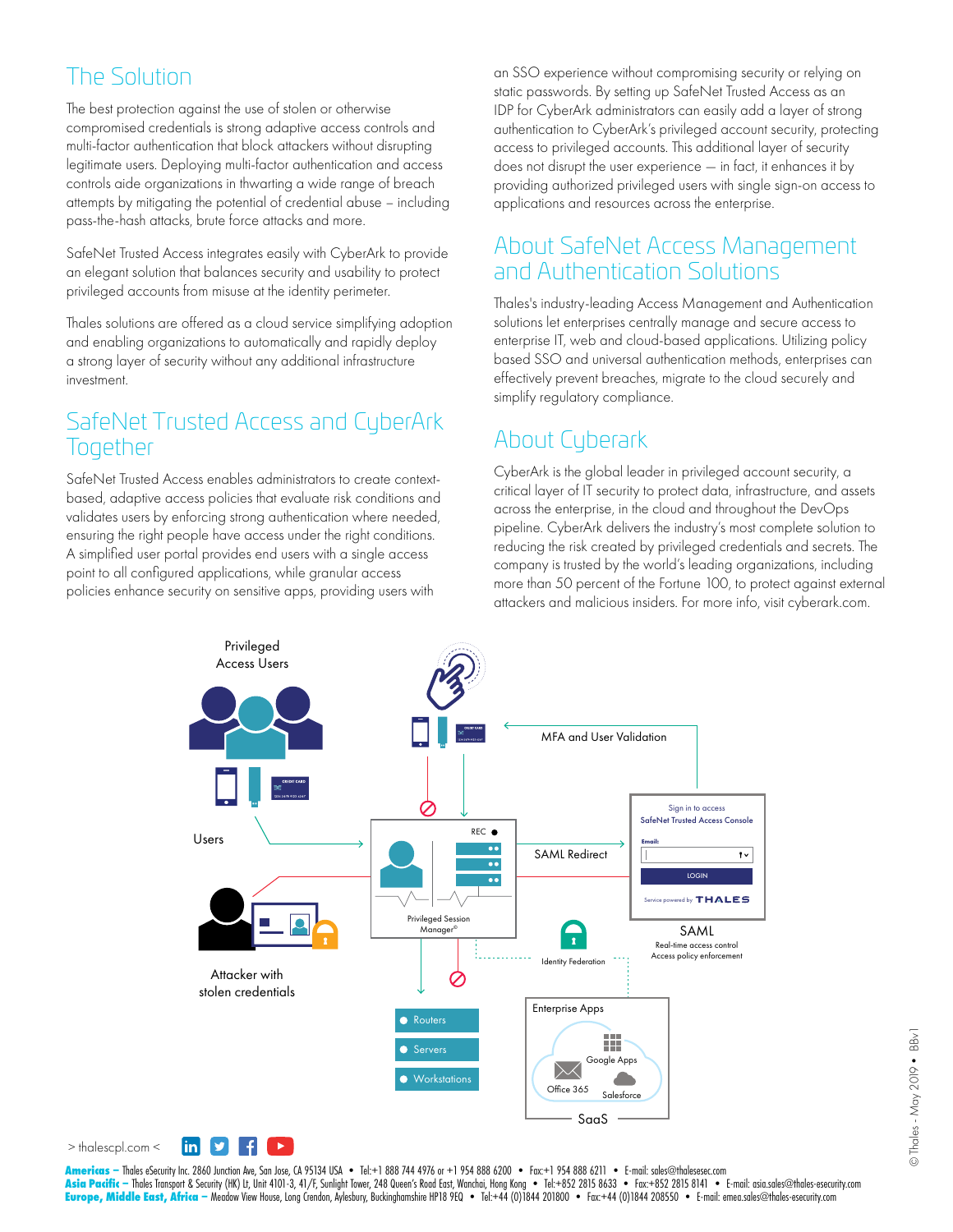## The Solution

The best protection against the use of stolen or otherwise compromised credentials is strong adaptive access controls and multi-factor authentication that block attackers without disrupting legitimate users. Deploying multi-factor authentication and access controls aide organizations in thwarting a wide range of breach attempts by mitigating the potential of credential abuse – including pass-the-hash attacks, brute force attacks and more.

SafeNet Trusted Access integrates easily with CyberArk to provide an elegant solution that balances security and usability to protect privileged accounts from misuse at the identity perimeter.

Thales solutions are offered as a cloud service simplifying adoption and enabling organizations to automatically and rapidly deploy a strong layer of security without any additional infrastructure investment.

## SafeNet Trusted Access and CyberArk Together

SafeNet Trusted Access enables administrators to create context-based, adaptive access policies that evaluate risk conditions and validates users by enforcing strong authentication where needed, ensuring the right people have access under the right conditions. A simplified user portal provides end users with a single access point to all configured applications, while granular access policies enhance security on sensitive apps, providing users with an SSO experience without compromising security or relying on static passwords. By setting up SafeNet Trusted Access as an IDP for CyberArk administrators can easily add a layer of strong authentication to CyberArk's privileged account security, protecting access to privileged accounts. This additional layer of security does not disrupt the user experience — in fact, it enhances it by providing authorized privileged users with single sign-on access to applications and resources across the enterprise.

## About SafeNet Access Management and Authentication Solutions

Thales's industry-leading Access Management and Authentication solutions let enterprises centrally manage and secure access to enterprise IT, web and cloud-based applications. Utilizing policy based SSO and universal authentication methods, enterprises can effectively prevent breaches, migrate to the cloud securely and simplify regulatory compliance.

## About Cyberark

CyberArk is the global leader in privileged account security, a critical layer of IT security to protect data, infrastructure, and assets across the enterprise, in the cloud and throughout the DevOps pipeline. CyberArk delivers the industry's most complete solution to reducing the risk created by privileged credentials and secrets. The company is trusted by the world's leading organizations, including more than 50 percent of the Fortune 100, to protect against external attackers and malicious insiders. For more info, visit cyberark.com.

Privileged Access Users

Users

Attacker with stolen credentials

MFA and User Validation

REC

Privileged Session Manager©

SAML Redirect

Sign in to access SafeNet Trusted Access Console

Email:

LOGIN

Service powered by THALES

SAML

Real-time access control

Access policy enforcement

Identity Federation

Routers

Servers

Workstations

Enterprise Apps

Google Apps

Office 365

Salesforce

SaaS

> thalescpl.com <

**Americas –** Thales eSecurity Inc. 2860 Junction Ave, San Jose, CA 95134 USA • Tel:+1 888 744 4976 or +1 954 888 6200 • Fax:+1 954 888 6211 • E-mail: sales@thalesesec.com
**Asia Pacific –** Thales Transport & Security (HK) Lt, Unit 4101-3, 41/F, Sunlight Tower, 248 Queen's Road East, Wanchai, Hong Kong • Tel:+852 2815 8633 • Fax:+852 2815 8141 • E-mail: asia.sales@thales-esecurity.com
**Europe, Middle East, Africa –** Meadow View House, Long Crendon, Aylesbury, Buckinghamshire HP18 9EQ • Tel:+44 (0)1844 201800 • Fax:+44 (0)1844 208550 • E-mail: emea.sales@thales-esecurity.com

© Thales - May 2019 • BBv1